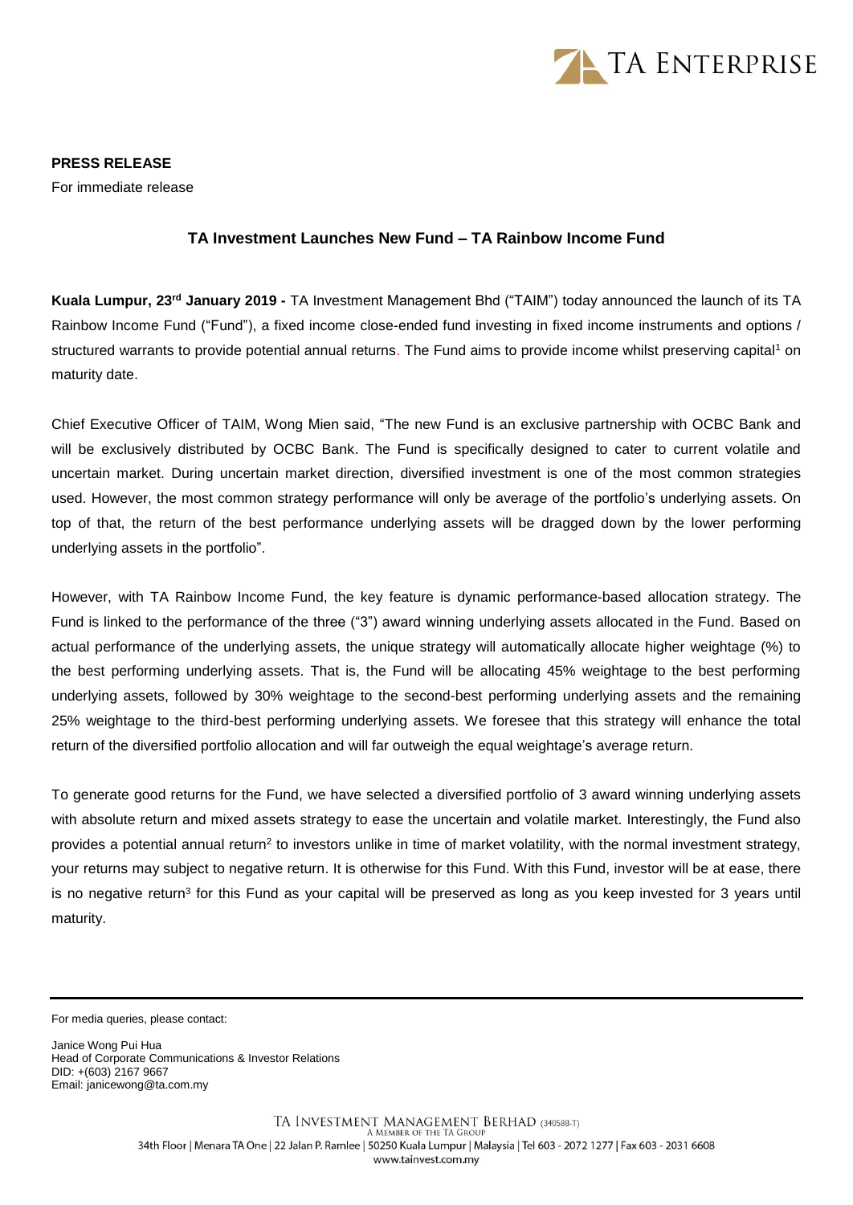**PRESS RELEASE**

For immediate release

## TA Investment Launches New Fund – TA Rainbow Income Fund

**Kuala Lumpur, 23rd January 2019 -** TA Investment Management Bhd ("TAIM") today announced the launch of its TA Rainbow Income Fund ("Fund"), a fixed income close-ended fund investing in fixed income instruments and options / structured warrants to provide potential annual returns. The Fund aims to provide income whilst preserving capital[1] on maturity date.

Chief Executive Officer of TAIM, Wong Mien said, "The new Fund is an exclusive partnership with OCBC Bank and will be exclusively distributed by OCBC Bank. The Fund is specifically designed to cater to current volatile and uncertain market. During uncertain market direction, diversified investment is one of the most common strategies used. However, the most common strategy performance will only be average of the portfolio's underlying assets. On top of that, the return of the best performance underlying assets will be dragged down by the lower performing underlying assets in the portfolio".

However, with TA Rainbow Income Fund, the key feature is dynamic performance-based allocation strategy. The Fund is linked to the performance of the three ("3") award winning underlying assets allocated in the Fund. Based on actual performance of the underlying assets, the unique strategy will automatically allocate higher weightage (%) to the best performing underlying assets. That is, the Fund will be allocating 45% weightage to the best performing underlying assets, followed by 30% weightage to the second-best performing underlying assets and the remaining 25% weightage to the third-best performing underlying assets. We foresee that this strategy will enhance the total return of the diversified portfolio allocation and will far outweigh the equal weightage's average return.

To generate good returns for the Fund, we have selected a diversified portfolio of 3 award winning underlying assets with absolute return and mixed assets strategy to ease the uncertain and volatile market. Interestingly, the Fund also provides a potential annual return[2] to investors unlike in time of market volatility, with the normal investment strategy, your returns may subject to negative return. It is otherwise for this Fund. With this Fund, investor will be at ease, there is no negative return[3] for this Fund as your capital will be preserved as long as you keep invested for 3 years until maturity.

---

For media queries, please contact:

Janice Wong Pui Hua  
Head of Corporate Communications & Investor Relations  
DID: +(603) 2167 9667  
Email: janicewong@ta.com.my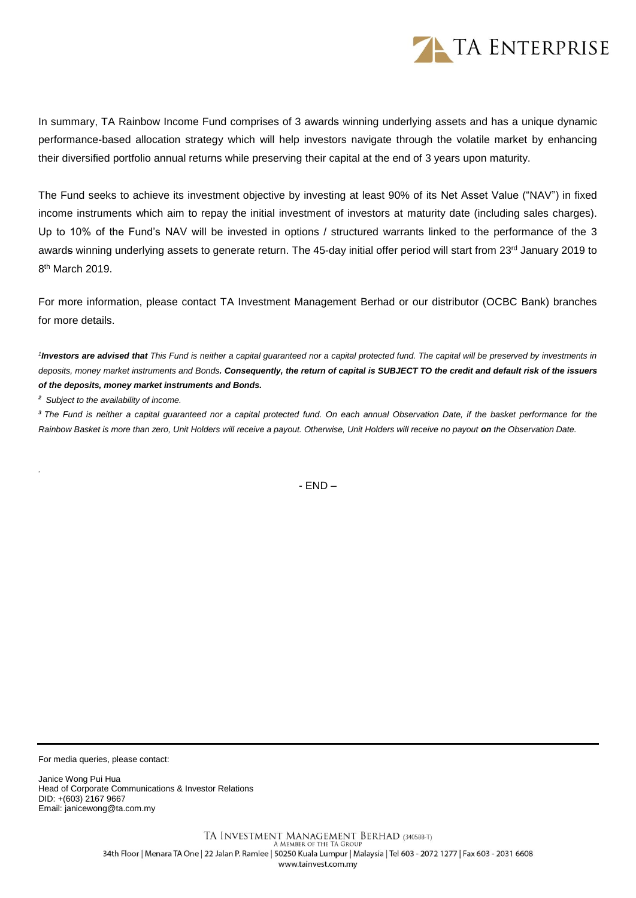In summary, TA Rainbow Income Fund comprises of 3 awards winning underlying assets and has a unique dynamic performance-based allocation strategy which will help investors navigate through the volatile market by enhancing their diversified portfolio annual returns while preserving their capital at the end of 3 years upon maturity.

The Fund seeks to achieve its investment objective by investing at least 90% of its Net Asset Value ("NAV") in fixed income instruments which aim to repay the initial investment of investors at maturity date (including sales charges). Up to 10% of the Fund's NAV will be invested in options / structured warrants linked to the performance of the 3 awards winning underlying assets to generate return. The 45-day initial offer period will start from 23rd January 2019 to 8th March 2019.

For more information, please contact TA Investment Management Berhad or our distributor (OCBC Bank) branches for more details.

*[1]**Investors are advised that** This Fund is neither a capital guaranteed nor a capital protected fund. The capital will be preserved by investments in deposits, money market instruments and Bonds**. Consequently, the return of capital is SUBJECT TO the credit and default risk of the issuers of the deposits, money market instruments and Bonds.***

*[2] Subject to the availability of income.*

*[3] The Fund is neither a capital guaranteed nor a capital protected fund. On each annual Observation Date, if the basket performance for the Rainbow Basket is more than zero, Unit Holders will receive a payout. Otherwise, Unit Holders will receive no payout **on** the Observation Date.*

- END –

For media queries, please contact:

Janice Wong Pui Hua
Head of Corporate Communications & Investor Relations
DID: +(603) 2167 9667
Email: janicewong@ta.com.my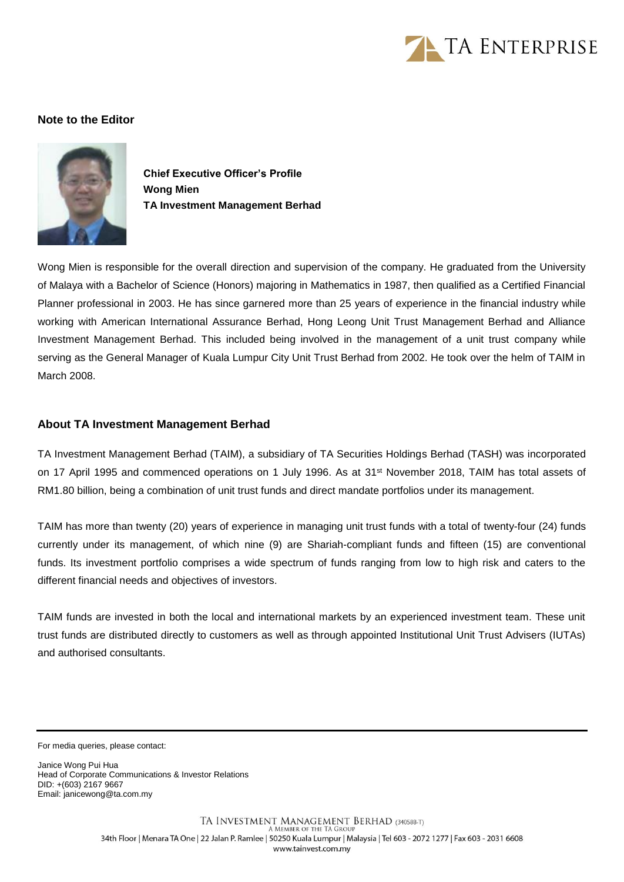## Note to the Editor

**Chief Executive Officer's Profile**
**Wong Mien**
**TA Investment Management Berhad**

Wong Mien is responsible for the overall direction and supervision of the company. He graduated from the University of Malaya with a Bachelor of Science (Honors) majoring in Mathematics in 1987, then qualified as a Certified Financial Planner professional in 2003. He has since garnered more than 25 years of experience in the financial industry while working with American International Assurance Berhad, Hong Leong Unit Trust Management Berhad and Alliance Investment Management Berhad. This included being involved in the management of a unit trust company while serving as the General Manager of Kuala Lumpur City Unit Trust Berhad from 2002. He took over the helm of TAIM in March 2008.

## About TA Investment Management Berhad

TA Investment Management Berhad (TAIM), a subsidiary of TA Securities Holdings Berhad (TASH) was incorporated on 17 April 1995 and commenced operations on 1 July 1996. As at 31st November 2018, TAIM has total assets of RM1.80 billion, being a combination of unit trust funds and direct mandate portfolios under its management.

TAIM has more than twenty (20) years of experience in managing unit trust funds with a total of twenty-four (24) funds currently under its management, of which nine (9) are Shariah-compliant funds and fifteen (15) are conventional funds. Its investment portfolio comprises a wide spectrum of funds ranging from low to high risk and caters to the different financial needs and objectives of investors.

TAIM funds are invested in both the local and international markets by an experienced investment team. These unit trust funds are distributed directly to customers as well as through appointed Institutional Unit Trust Advisers (IUTAs) and authorised consultants.

---

For media queries, please contact:

Janice Wong Pui Hua
Head of Corporate Communications & Investor Relations
DID: +(603) 2167 9667
Email: janicewong@ta.com.my

TA INVESTMENT MANAGEMENT BERHAD (340588-T)
A MEMBER OF THE TA GROUP
34th Floor | Menara TA One | 22 Jalan P. Ramlee | 50250 Kuala Lumpur | Malaysia | Tel 603 - 2072 1277 | Fax 603 - 2031 6608
www.tainvest.com.my